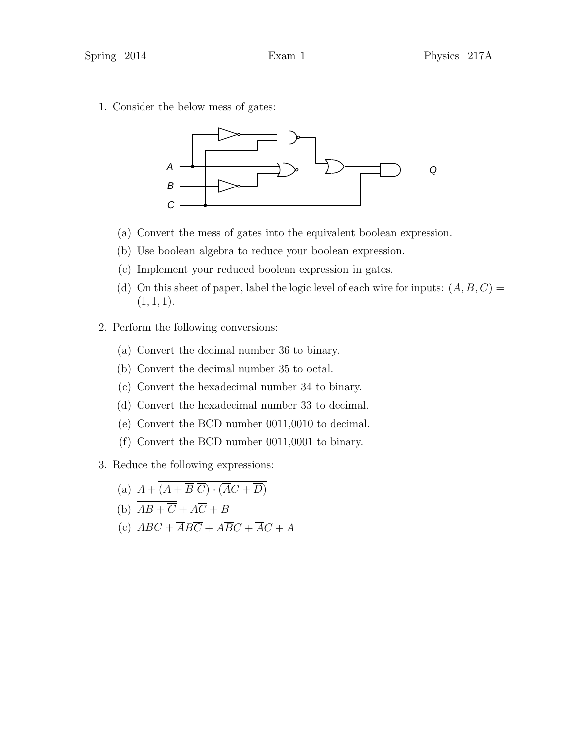1. Consider the below mess of gates:

A

B

C

Q

   (a) Convert the mess of gates into the equivalent boolean expression.

   (b) Use boolean algebra to reduce your boolean expression.

   (c) Implement your reduced boolean expression in gates.

   (d) On this sheet of paper, label the logic level of each wire for inputs: $(A, B, C) = (1, 1, 1)$.

2. Perform the following conversions:

   (a) Convert the decimal number 36 to binary.

   (b) Convert the decimal number 35 to octal.

   (c) Convert the hexadecimal number 34 to binary.

   (d) Convert the hexadecimal number 33 to decimal.

   (e) Convert the BCD number 0011,0010 to decimal.

   (f) Convert the BCD number 0011,0001 to binary.

3. Reduce the following expressions:

   (a) $A + \overline{(A + \overline{B}\,\overline{C}) \cdot (\overline{A}C + \overline{D})}$

   (b) $\overline{AB + \overline{\overline{C}}} + A\overline{C} + B$

   (c) $ABC + \overline{A}B\overline{C} + A\overline{B}C + \overline{A}C + A$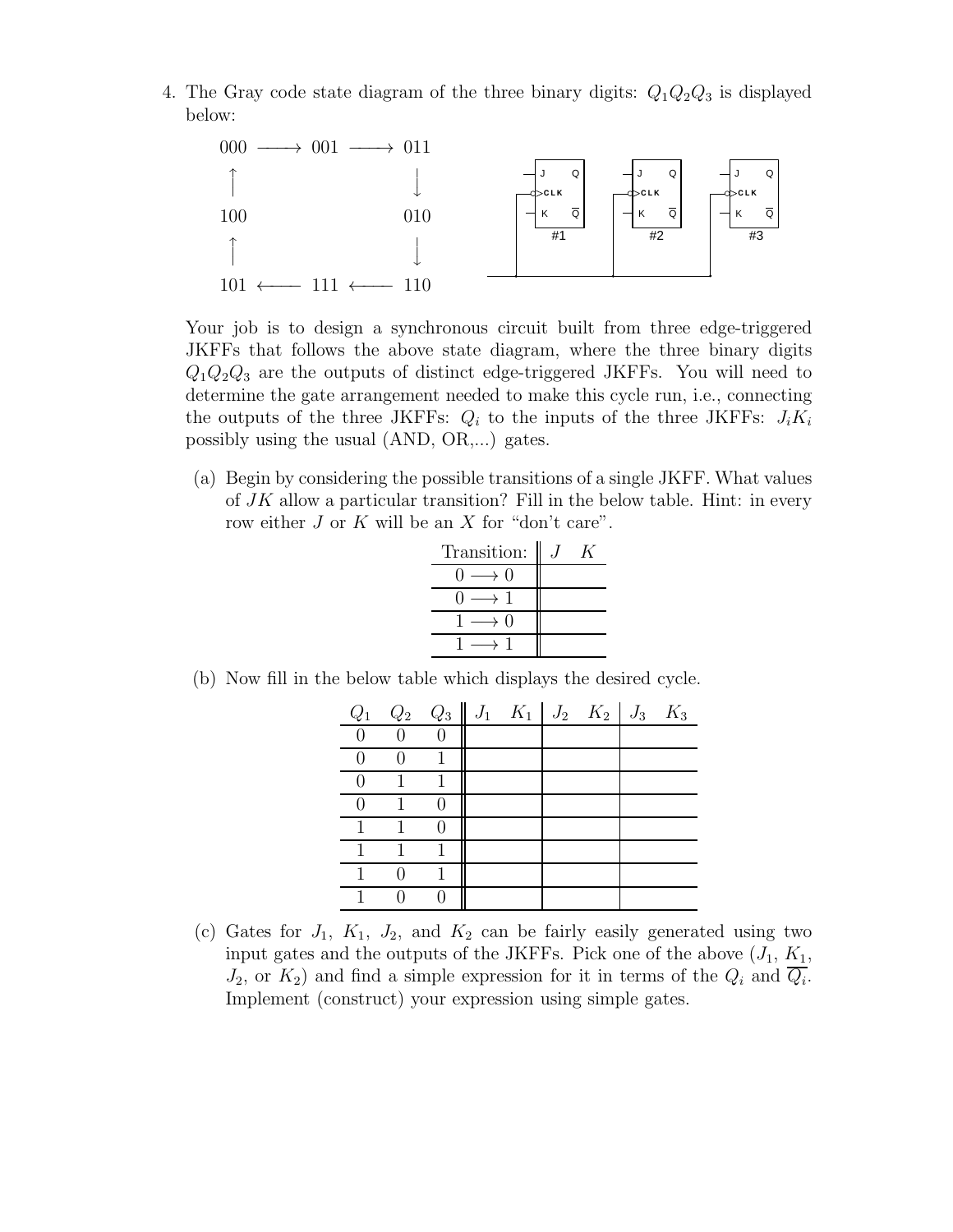4. The Gray code state diagram of the three binary digits: $Q_1Q_2Q_3$ is displayed below:

$$
\begin{array}{ccccc}
000 & \longrightarrow & 001 & \longrightarrow & 011 \\
\uparrow & & & & \downarrow \\
100 & & & & 010 \\
\uparrow & & & & \downarrow \\
101 & \longleftarrow & 111 & \longleftarrow & 110
\end{array}
$$

J Q CLK K $\overline{Q}$ #1

J Q CLK K $\overline{Q}$ #2

J Q CLK K $\overline{Q}$ #3

Your job is to design a synchronous circuit built from three edge-triggered JKFFs that follows the above state diagram, where the three binary digits $Q_1Q_2Q_3$ are the outputs of distinct edge-triggered JKFFs. You will need to determine the gate arrangement needed to make this cycle run, i.e., connecting the outputs of the three JKFFs: $Q_i$ to the inputs of the three JKFFs: $J_iK_i$ possibly using the usual (AND, OR,...) gates.

(a) Begin by considering the possible transitions of a single JKFF. What values of $JK$ allow a particular transition? Fill in the below table. Hint: in every row either $J$ or $K$ will be an $X$ for "don't care".

| Transition: | $J$ | $K$ |
|---|---|---|
| $0 \longrightarrow 0$ | | |
| $0 \longrightarrow 1$ | | |
| $1 \longrightarrow 0$ | | |
| $1 \longrightarrow 1$ | | |

(b) Now fill in the below table which displays the desired cycle.

| $Q_1$ | $Q_2$ | $Q_3$ | $J_1$ | $K_1$ | $J_2$ | $K_2$ | $J_3$ | $K_3$ |
|---|---|---|---|---|---|---|---|---|
| 0 | 0 | 0 | | | | | | |
| 0 | 0 | 1 | | | | | | |
| 0 | 1 | 1 | | | | | | |
| 0 | 1 | 0 | | | | | | |
| 1 | 1 | 0 | | | | | | |
| 1 | 1 | 1 | | | | | | |
| 1 | 0 | 1 | | | | | | |
| 1 | 0 | 0 | | | | | | |

(c) Gates for $J_1$, $K_1$, $J_2$, and $K_2$ can be fairly easily generated using two input gates and the outputs of the JKFFs. Pick one of the above ($J_1$, $K_1$, $J_2$, or $K_2$) and find a simple expression for it in terms of the $Q_i$ and $\overline{Q_i}$. Implement (construct) your expression using simple gates.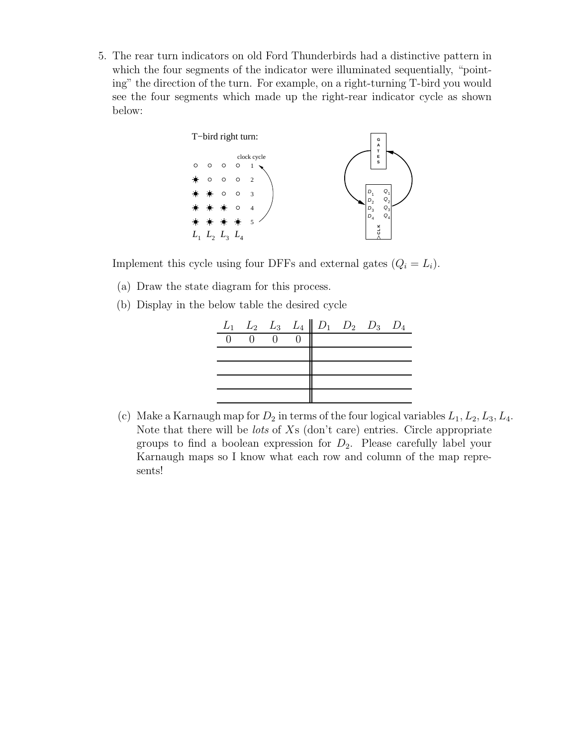5. The rear turn indicators on old Ford Thunderbirds had a distinctive pattern in which the four segments of the indicator were illuminated sequentially, "pointing" the direction of the turn. For example, on a right-turning T-bird you would see the four segments which made up the right-rear indicator cycle as shown below:

T–bird right turn:

clock cycle

1

2

3

4

5

$L_1$ $L_2$ $L_3$ $L_4$

GATES

$D_1$ $Q_1$

$D_2$ $Q_2$

$D_3$ $Q_3$

$D_4$ $Q_4$

CLK

Implement this cycle using four DFFs and external gates ($Q_i = L_i$).

   (a) Draw the state diagram for this process.

   (b) Display in the below table the desired cycle

| $L_1$ | $L_2$ | $L_3$ | $L_4$ | $D_1$ | $D_2$ | $D_3$ | $D_4$ |
|---|---|---|---|---|---|---|---|
| 0 | 0 | 0 | 0 | | | | |
| | | | | | | | |
| | | | | | | | |
| | | | | | | | |
| | | | | | | | |

   (c) Make a Karnaugh map for $D_2$ in terms of the four logical variables $L_1, L_2, L_3, L_4$. Note that there will be *lots* of $X$s (don't care) entries. Circle appropriate groups to find a boolean expression for $D_2$. Please carefully label your Karnaugh maps so I know what each row and column of the map represents!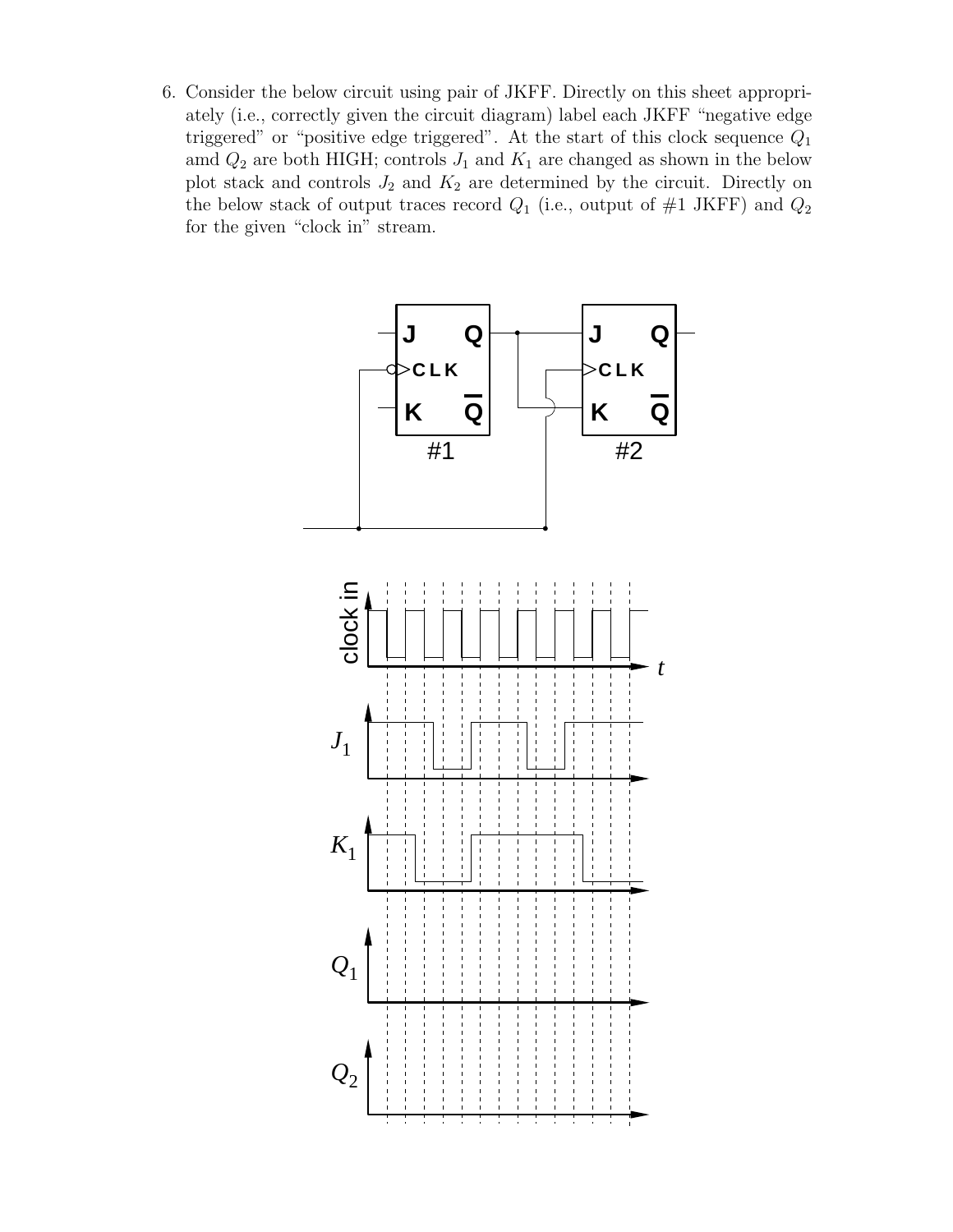6. Consider the below circuit using pair of JKFF. Directly on this sheet appropriately (i.e., correctly given the circuit diagram) label each JKFF "negative edge triggered" or "positive edge triggered". At the start of this clock sequence $Q_1$ amd $Q_2$ are both HIGH; controls $J_1$ and $K_1$ are changed as shown in the below plot stack and controls $J_2$ and $K_2$ are determined by the circuit. Directly on the below stack of output traces record $Q_1$ (i.e., output of #1 JKFF) and $Q_2$ for the given "clock in" stream.

J Q CLK K $\overline{Q}$

#1

J Q CLK K $\overline{Q}$

#2

clock in

$t$

$J_1$

$K_1$

$Q_1$

$Q_2$